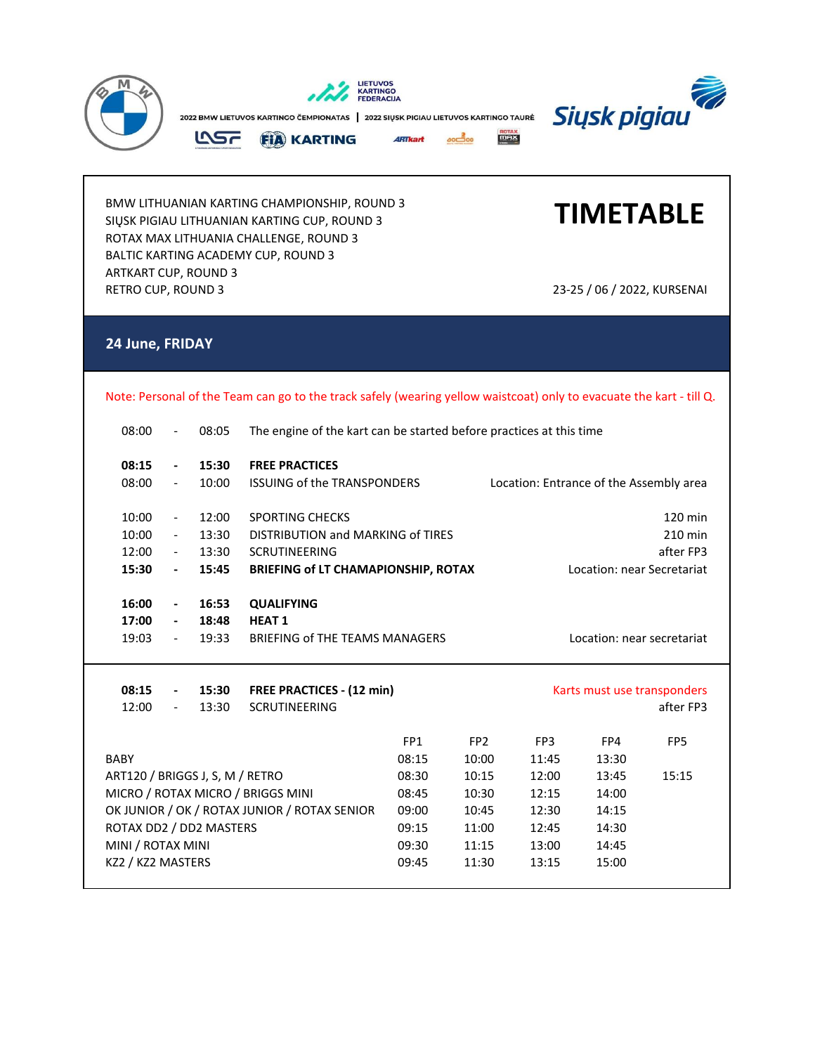2022 BMW LIETUVOS KARTINGO ČEMPIONATAS | 2022 SIŲSK PIGIAU LIETUVOS KARTINGO TAURĖ

BMW LITHUANIAN KARTING CHAMPIONSHIP, ROUND 3
SIŲSK PIGIAU LITHUANIAN KARTING CUP, ROUND 3
ROTAX MAX LITHUANIA CHALLENGE, ROUND 3
BALTIC KARTING ACADEMY CUP, ROUND 3
ARTKART CUP, ROUND 3
RETRO CUP, ROUND 3

# TIMETABLE

23-25 / 06 / 2022, KURSENAI

## 24 June, FRIDAY

Note: Personal of the Team can go to the track safely (wearing yellow waistcoat) only to evacuate the kart - till Q.

| | | | | |
|---|---|---|---|---|
| 08:00 | - | 08:05 | The engine of the kart can be started before practices at this time | |
| **08:15** | **-** | **15:30** | **FREE PRACTICES** | |
| 08:00 | - | 10:00 | ISSUING of the TRANSPONDERS | Location: Entrance of the Assembly area |
| 10:00 | - | 12:00 | SPORTING CHECKS | 120 min |
| 10:00 | - | 13:30 | DISTRIBUTION and MARKING of TIRES | 210 min |
| 12:00 | - | 13:30 | SCRUTINEERING | after FP3 |
| **15:30** | **-** | **15:45** | **BRIEFING of LT CHAMAPIONSHIP, ROTAX** | Location: near Secretariat |
| **16:00** | **-** | **16:53** | **QUALIFYING** | |
| **17:00** | **-** | **18:48** | **HEAT 1** | |
| 19:03 | - | 19:33 | BRIEFING of THE TEAMS MANAGERS | Location: near secretariat |

| | | | | |
|---|---|---|---|---|
| **08:15** | **-** | **15:30** | **FREE PRACTICES - (12 min)** | Karts must use transponders |
| 12:00 | - | 13:30 | SCRUTINEERING | after FP3 |

| | FP1 | FP2 | FP3 | FP4 | FP5 |
|---|---|---|---|---|---|
| BABY | 08:15 | 10:00 | 11:45 | 13:30 | |
| ART120 / BRIGGS J, S, M / RETRO | 08:30 | 10:15 | 12:00 | 13:45 | 15:15 |
| MICRO / ROTAX MICRO / BRIGGS MINI | 08:45 | 10:30 | 12:15 | 14:00 | |
| OK JUNIOR / OK / ROTAX JUNIOR / ROTAX SENIOR | 09:00 | 10:45 | 12:30 | 14:15 | |
| ROTAX DD2 / DD2 MASTERS | 09:15 | 11:00 | 12:45 | 14:30 | |
| MINI / ROTAX MINI | 09:30 | 11:15 | 13:00 | 14:45 | |
| KZ2 / KZ2 MASTERS | 09:45 | 11:30 | 13:15 | 15:00 | |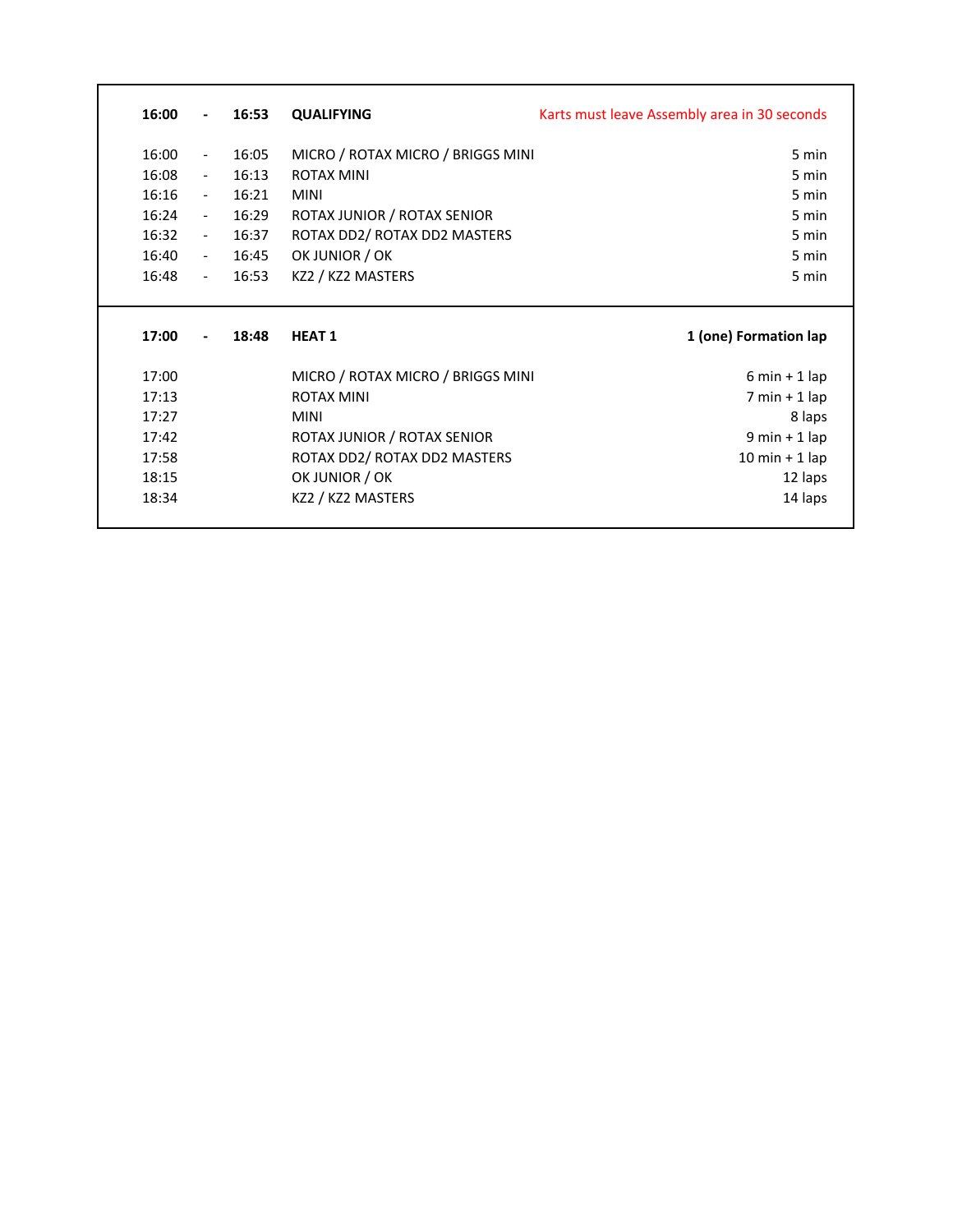| | | | | |
|---|---|---|---|---|
| **16:00** | **-** | **16:53** | **QUALIFYING** | Karts must leave Assembly area in 30 seconds |
| 16:00 | - | 16:05 | MICRO / ROTAX MICRO / BRIGGS MINI | 5 min |
| 16:08 | - | 16:13 | ROTAX MINI | 5 min |
| 16:16 | - | 16:21 | MINI | 5 min |
| 16:24 | - | 16:29 | ROTAX JUNIOR / ROTAX SENIOR | 5 min |
| 16:32 | - | 16:37 | ROTAX DD2/ ROTAX DD2 MASTERS | 5 min |
| 16:40 | - | 16:45 | OK JUNIOR / OK | 5 min |
| 16:48 | - | 16:53 | KZ2 / KZ2 MASTERS | 5 min |

| | | | | |
|---|---|---|---|---|
| **17:00** | **-** | **18:48** | **HEAT 1** | **1 (one) Formation lap** |
| 17:00 | | | MICRO / ROTAX MICRO / BRIGGS MINI | 6 min + 1 lap |
| 17:13 | | | ROTAX MINI | 7 min + 1 lap |
| 17:27 | | | MINI | 8 laps |
| 17:42 | | | ROTAX JUNIOR / ROTAX SENIOR | 9 min + 1 lap |
| 17:58 | | | ROTAX DD2/ ROTAX DD2 MASTERS | 10 min + 1 lap |
| 18:15 | | | OK JUNIOR / OK | 12 laps |
| 18:34 | | | KZ2 / KZ2 MASTERS | 14 laps |